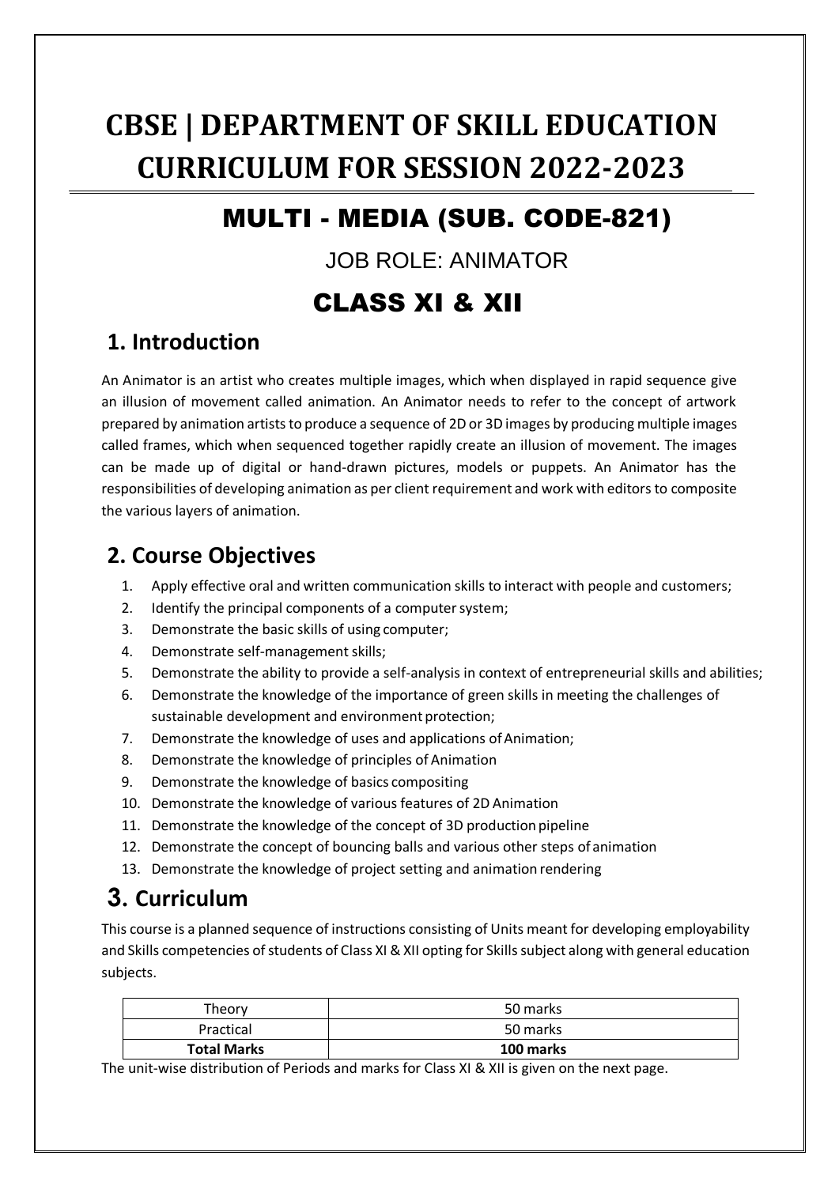# CBSE | DEPARTMENT OF SKILL EDUCATION CURRICULUM FOR SESSION 2022-2023

## MULTI - MEDIA (SUB. CODE-821)

JOB ROLE: ANIMATOR

## CLASS XI & XII

## 1. Introduction

An Animator is an artist who creates multiple images, which when displayed in rapid sequence give an illusion of movement called animation. An Animator needs to refer to the concept of artwork prepared by animation artists to produce a sequence of 2D or 3D images by producing multiple images called frames, which when sequenced together rapidly create an illusion of movement. The images can be made up of digital or hand-drawn pictures, models or puppets. An Animator has the responsibilities of developing animation as per client requirement and work with editors to composite the various layers of animation.

## 2. Course Objectives

1. Apply effective oral and written communication skills to interact with people and customers;
2. Identify the principal components of a computer system;
3. Demonstrate the basic skills of using computer;
4. Demonstrate self-management skills;
5. Demonstrate the ability to provide a self-analysis in context of entrepreneurial skills and abilities;
6. Demonstrate the knowledge of the importance of green skills in meeting the challenges of sustainable development and environment protection;
7. Demonstrate the knowledge of uses and applications of Animation;
8. Demonstrate the knowledge of principles of Animation
9. Demonstrate the knowledge of basics compositing
10. Demonstrate the knowledge of various features of 2D Animation
11. Demonstrate the knowledge of the concept of 3D production pipeline
12. Demonstrate the concept of bouncing balls and various other steps of animation
13. Demonstrate the knowledge of project setting and animation rendering

## 3. Curriculum

This course is a planned sequence of instructions consisting of Units meant for developing employability and Skills competencies of students of Class XI & XII opting for Skills subject along with general education subjects.

| Theory | 50 marks |
|---|---|
| Practical | 50 marks |
| **Total Marks** | **100 marks** |

The unit-wise distribution of Periods and marks for Class XI & XII is given on the next page.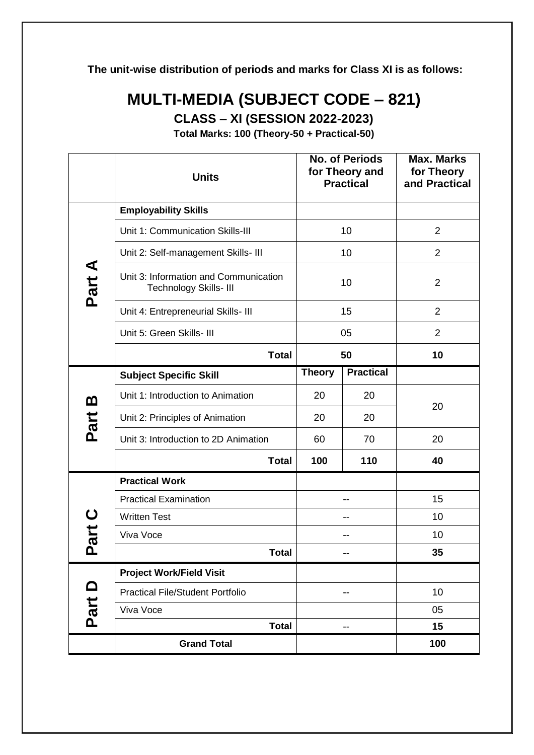**The unit-wise distribution of periods and marks for Class XI is as follows:**

# MULTI-MEDIA (SUBJECT CODE – 821)

## CLASS – XI (SESSION 2022-2023)

**Total Marks: 100 (Theory-50 + Practical-50)**

| | Units | No. of Periods for Theory and Practical | | Max. Marks for Theory and Practical |
|---|---|---|---|---|
| **Part A** | **Employability Skills** | | | |
| | Unit 1: Communication Skills-III | 10 | | 2 |
| | Unit 2: Self-management Skills- III | 10 | | 2 |
| | Unit 3: Information and Communication Technology Skills- III | 10 | | 2 |
| | Unit 4: Entrepreneurial Skills- III | 15 | | 2 |
| | Unit 5: Green Skills- III | 05 | | 2 |
| | **Total** | **50** | | **10** |
| **Part B** | **Subject Specific Skill** | **Theory** | **Practical** | |
| | Unit 1: Introduction to Animation | 20 | 20 | 20 |
| | Unit 2: Principles of Animation | 20 | 20 | |
| | Unit 3: Introduction to 2D Animation | 60 | 70 | 20 |
| | **Total** | **100** | **110** | **40** |
| **Part C** | **Practical Work** | | | |
| | Practical Examination | -- | | 15 |
| | Written Test | -- | | 10 |
| | Viva Voce | -- | | 10 |
| | **Total** | -- | | **35** |
| **Part D** | **Project Work/Field Visit** | | | |
| | Practical File/Student Portfolio | -- | | 10 |
| | Viva Voce | | | 05 |
| | **Total** | -- | | **15** |
| | **Grand Total** | | | **100** |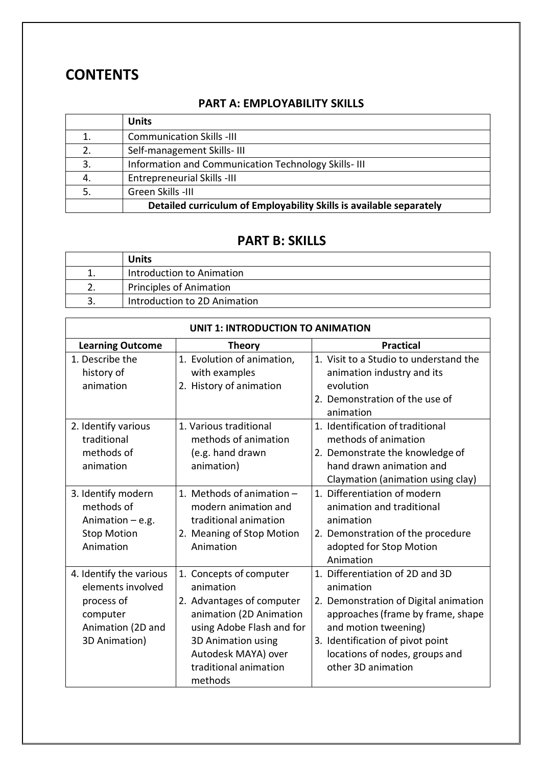# CONTENTS

## PART A: EMPLOYABILITY SKILLS

| | Units |
|---|---|
| 1. | Communication Skills -III |
| 2. | Self-management Skills- III |
| 3. | Information and Communication Technology Skills- III |
| 4. | Entrepreneurial Skills -III |
| 5. | Green Skills -III |
| | **Detailed curriculum of Employability Skills is available separately** |

## PART B: SKILLS

| | Units |
|---|---|
| 1. | Introduction to Animation |
| 2. | Principles of Animation |
| 3. | Introduction to 2D Animation |

| UNIT 1: INTRODUCTION TO ANIMATION | | |
|---|---|---|
| **Learning Outcome** | **Theory** | **Practical** |
| 1. Describe the history of animation | 1. Evolution of animation, with examples<br>2. History of animation | 1. Visit to a Studio to understand the animation industry and its evolution<br>2. Demonstration of the use of animation |
| 2. Identify various traditional methods of animation | 1. Various traditional methods of animation (e.g. hand drawn animation) | 1. Identification of traditional methods of animation<br>2. Demonstrate the knowledge of hand drawn animation and Claymation (animation using clay) |
| 3. Identify modern methods of Animation – e.g. Stop Motion Animation | 1. Methods of animation – modern animation and traditional animation<br>2. Meaning of Stop Motion Animation | 1. Differentiation of modern animation and traditional animation<br>2. Demonstration of the procedure adopted for Stop Motion Animation |
| 4. Identify the various elements involved process of computer Animation (2D and 3D Animation) | 1. Concepts of computer animation<br>2. Advantages of computer animation (2D Animation using Adobe Flash and for 3D Animation using Autodesk MAYA) over traditional animation methods | 1. Differentiation of 2D and 3D animation<br>2. Demonstration of Digital animation approaches (frame by frame, shape and motion tweening)<br>3. Identification of pivot point locations of nodes, groups and other 3D animation |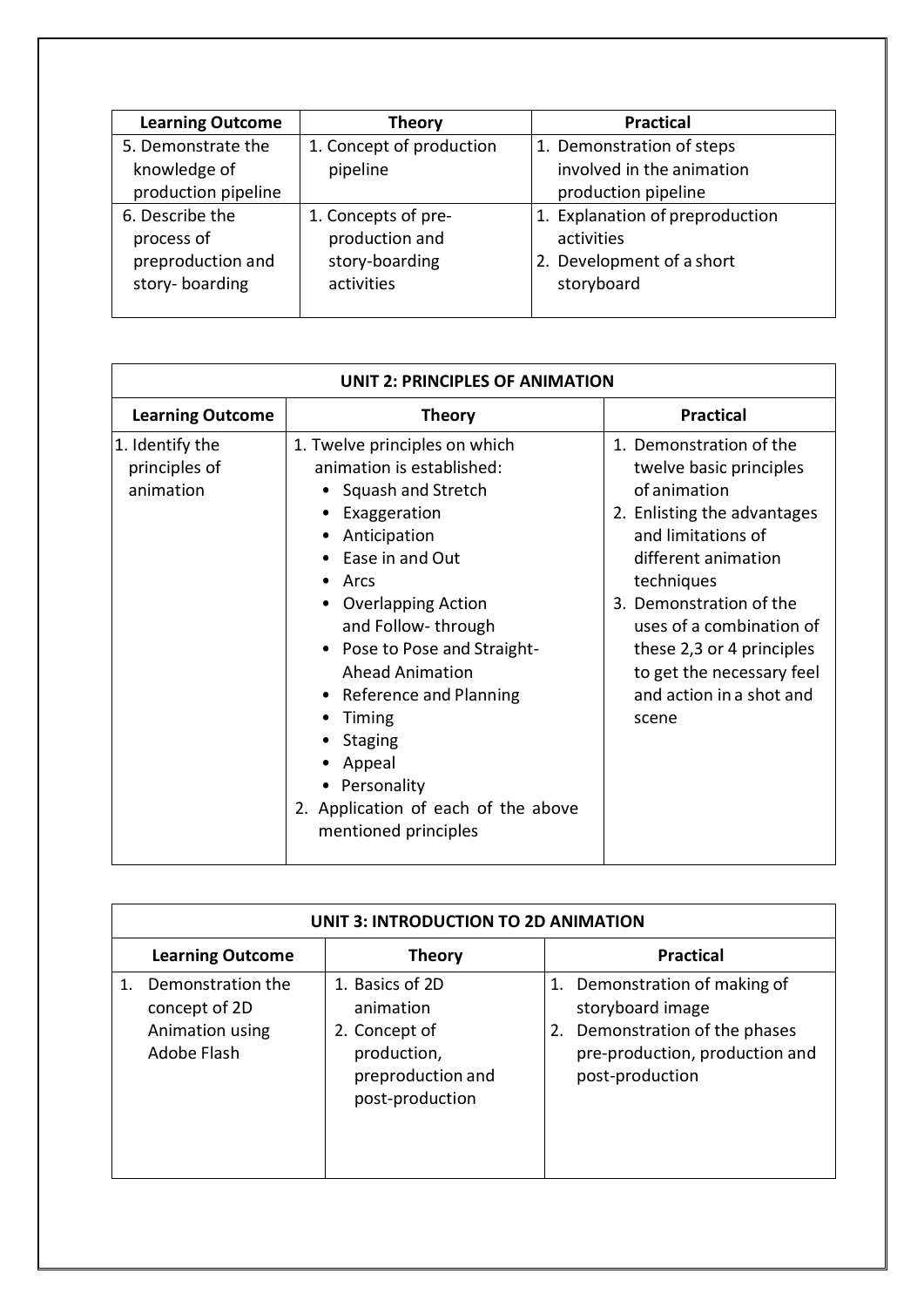| Learning Outcome | Theory | Practical |
| --- | --- | --- |
| 5. Demonstrate the knowledge of production pipeline | 1. Concept of production pipeline | 1. Demonstration of steps involved in the animation production pipeline |
| 6. Describe the process of preproduction and story- boarding | 1. Concepts of pre-production and story-boarding activities | 1. Explanation of preproduction activities<br>2. Development of a short storyboard |

| UNIT 2: PRINCIPLES OF ANIMATION | | |
| --- | --- | --- |
| **Learning Outcome** | **Theory** | **Practical** |
| 1. Identify the principles of animation | 1. Twelve principles on which animation is established:<br>• Squash and Stretch<br>• Exaggeration<br>• Anticipation<br>• Ease in and Out<br>• Arcs<br>• Overlapping Action and Follow- through<br>• Pose to Pose and Straight-Ahead Animation<br>• Reference and Planning<br>• Timing<br>• Staging<br>• Appeal<br>• Personality<br>2. Application of each of the above mentioned principles | 1. Demonstration of the twelve basic principles of animation<br>2. Enlisting the advantages and limitations of different animation techniques<br>3. Demonstration of the uses of a combination of these 2,3 or 4 principles to get the necessary feel and action in a shot and scene |

| UNIT 3: INTRODUCTION TO 2D ANIMATION | | |
| --- | --- | --- |
| **Learning Outcome** | **Theory** | **Practical** |
| 1. Demonstration the concept of 2D Animation using Adobe Flash | 1. Basics of 2D animation<br>2. Concept of production, preproduction and post-production | 1. Demonstration of making of storyboard image<br>2. Demonstration of the phases pre-production, production and post-production |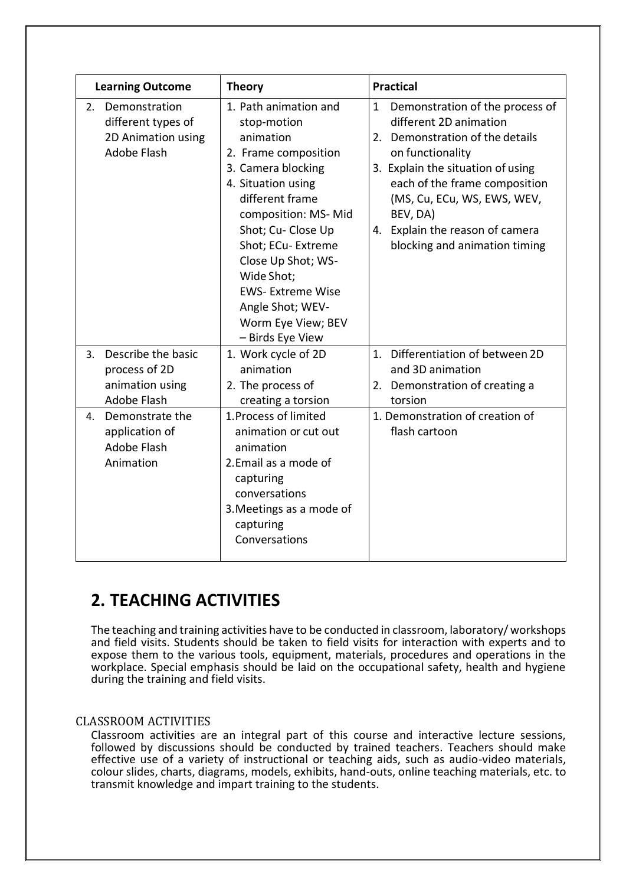| Learning Outcome | Theory | Practical |
|---|---|---|
| 2. Demonstration different types of 2D Animation using Adobe Flash | 1. Path animation and stop-motion animation<br>2. Frame composition<br>3. Camera blocking<br>4. Situation using different frame composition: MS- Mid Shot; Cu- Close Up Shot; ECu- Extreme Close Up Shot; WS- Wide Shot; EWS- Extreme Wise Angle Shot; WEV- Worm Eye View; BEV – Birds Eye View | 1 Demonstration of the process of different 2D animation<br>2. Demonstration of the details on functionality<br>3. Explain the situation of using each of the frame composition (MS, Cu, ECu, WS, EWS, WEV, BEV, DA)<br>4. Explain the reason of camera blocking and animation timing |
| 3. Describe the basic process of 2D animation using Adobe Flash | 1. Work cycle of 2D animation<br>2. The process of creating a torsion | 1. Differentiation of between 2D and 3D animation<br>2. Demonstration of creating a torsion |
| 4. Demonstrate the application of Adobe Flash Animation | 1. Process of limited animation or cut out animation<br>2. Email as a mode of capturing conversations<br>3. Meetings as a mode of capturing Conversations | 1. Demonstration of creation of flash cartoon |

## 2. TEACHING ACTIVITIES

The teaching and training activities have to be conducted in classroom, laboratory/ workshops and field visits. Students should be taken to field visits for interaction with experts and to expose them to the various tools, equipment, materials, procedures and operations in the workplace. Special emphasis should be laid on the occupational safety, health and hygiene during the training and field visits.

### CLASSROOM ACTIVITIES

Classroom activities are an integral part of this course and interactive lecture sessions, followed by discussions should be conducted by trained teachers. Teachers should make effective use of a variety of instructional or teaching aids, such as audio-video materials, colour slides, charts, diagrams, models, exhibits, hand-outs, online teaching materials, etc. to transmit knowledge and impart training to the students.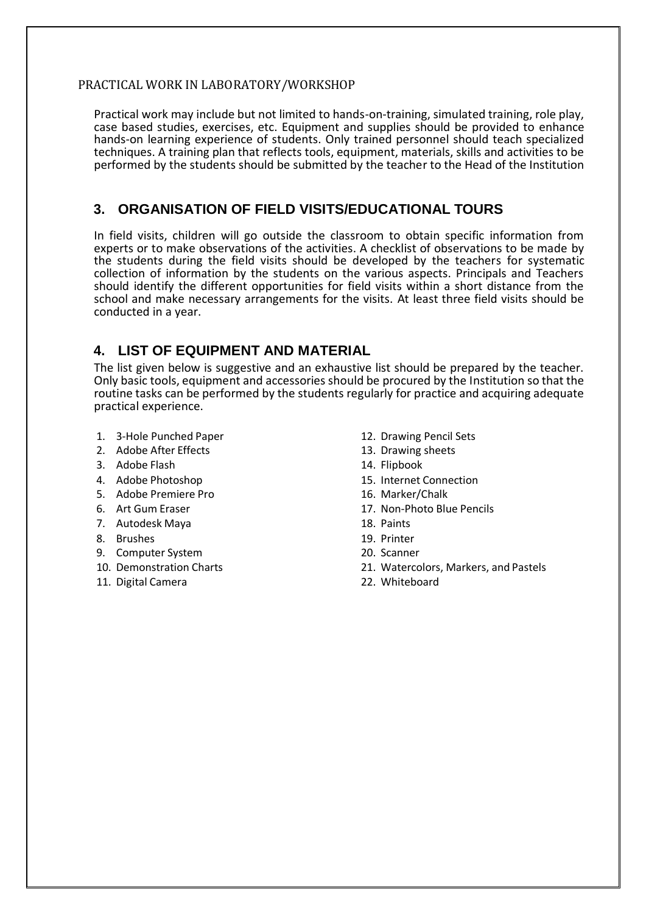PRACTICAL WORK IN LABORATORY/WORKSHOP

Practical work may include but not limited to hands-on-training, simulated training, role play, case based studies, exercises, etc. Equipment and supplies should be provided to enhance hands-on learning experience of students. Only trained personnel should teach specialized techniques. A training plan that reflects tools, equipment, materials, skills and activities to be performed by the students should be submitted by the teacher to the Head of the Institution

## 3. ORGANISATION OF FIELD VISITS/EDUCATIONAL TOURS

In field visits, children will go outside the classroom to obtain specific information from experts or to make observations of the activities. A checklist of observations to be made by the students during the field visits should be developed by the teachers for systematic collection of information by the students on the various aspects. Principals and Teachers should identify the different opportunities for field visits within a short distance from the school and make necessary arrangements for the visits. At least three field visits should be conducted in a year.

## 4. LIST OF EQUIPMENT AND MATERIAL

The list given below is suggestive and an exhaustive list should be prepared by the teacher. Only basic tools, equipment and accessories should be procured by the Institution so that the routine tasks can be performed by the students regularly for practice and acquiring adequate practical experience.

1. 3-Hole Punched Paper
2. Adobe After Effects
3. Adobe Flash
4. Adobe Photoshop
5. Adobe Premiere Pro
6. Art Gum Eraser
7. Autodesk Maya
8. Brushes
9. Computer System
10. Demonstration Charts
11. Digital Camera
12. Drawing Pencil Sets
13. Drawing sheets
14. Flipbook
15. Internet Connection
16. Marker/Chalk
17. Non-Photo Blue Pencils
18. Paints
19. Printer
20. Scanner
21. Watercolors, Markers, and Pastels
22. Whiteboard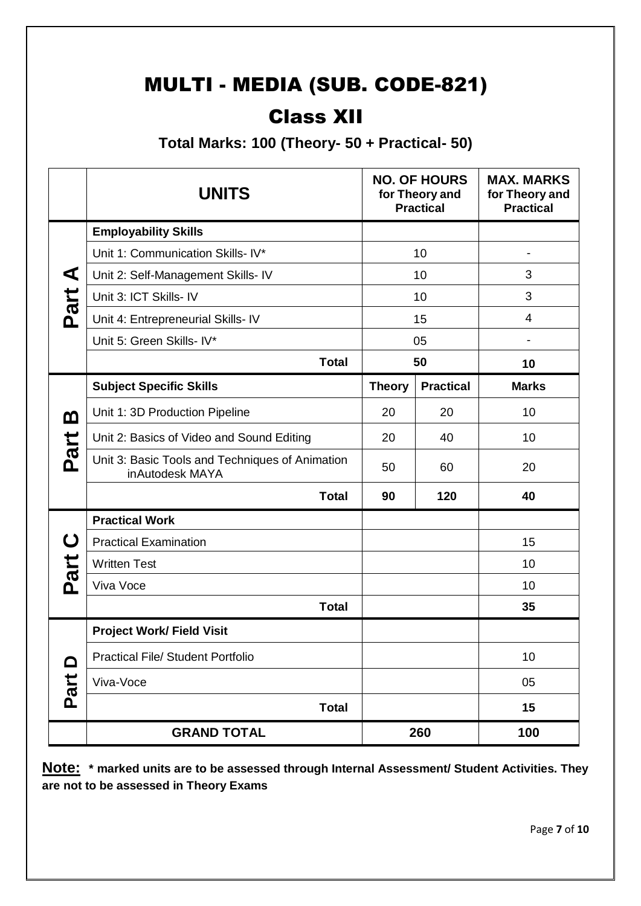# MULTI - MEDIA (SUB. CODE-821)

## Class XII

**Total Marks: 100 (Theory- 50 + Practical- 50)**

| | **UNITS** | **NO. OF HOURS for Theory and Practical** | | **MAX. MARKS for Theory and Practical** |
|---|---|---|---|---|
| **Part A** | **Employability Skills** | | | |
| | Unit 1: Communication Skills- IV* | 10 | | - |
| | Unit 2: Self-Management Skills- IV | 10 | | 3 |
| | Unit 3: ICT Skills- IV | 10 | | 3 |
| | Unit 4: Entrepreneurial Skills- IV | 15 | | 4 |
| | Unit 5: Green Skills- IV* | 05 | | - |
| | **Total** | **50** | | **10** |
| **Part B** | **Subject Specific Skills** | **Theory** | **Practical** | **Marks** |
| | Unit 1: 3D Production Pipeline | 20 | 20 | 10 |
| | Unit 2: Basics of Video and Sound Editing | 20 | 40 | 10 |
| | Unit 3: Basic Tools and Techniques of Animation inAutodesk MAYA | 50 | 60 | 20 |
| | **Total** | **90** | **120** | **40** |
| **Part C** | **Practical Work** | | | |
| | Practical Examination | | | 15 |
| | Written Test | | | 10 |
| | Viva Voce | | | 10 |
| | **Total** | | | **35** |
| **Part D** | **Project Work/ Field Visit** | | | |
| | Practical File/ Student Portfolio | | | 10 |
| | Viva-Voce | | | 05 |
| | **Total** | | | **15** |
| | **GRAND TOTAL** | **260** | | **100** |

**Note: * marked units are to be assessed through Internal Assessment/ Student Activities. They are not to be assessed in Theory Exams**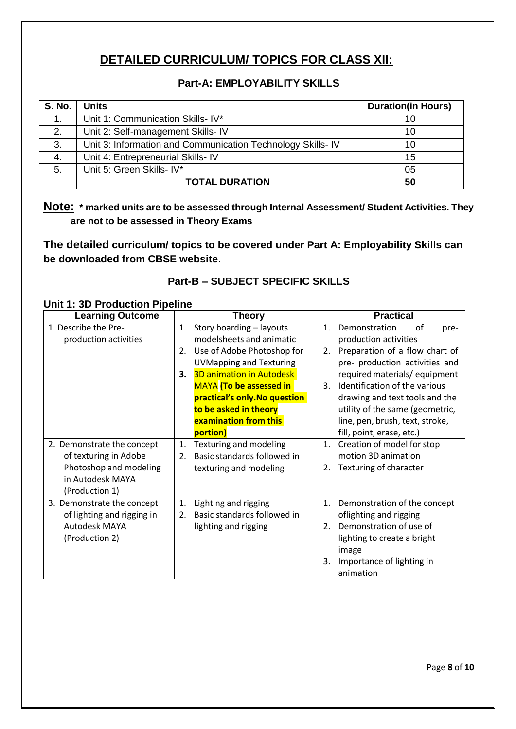# DETAILED CURRICULUM/ TOPICS FOR CLASS XII:

## Part-A: EMPLOYABILITY SKILLS

| S. No. | Units | Duration(in Hours) |
|---|---|---|
| 1. | Unit 1: Communication Skills- IV* | 10 |
| 2. | Unit 2: Self-management Skills- IV | 10 |
| 3. | Unit 3: Information and Communication Technology Skills- IV | 10 |
| 4. | Unit 4: Entrepreneurial Skills- IV | 15 |
| 5. | Unit 5: Green Skills- IV* | 05 |
| | **TOTAL DURATION** | **50** |

**Note: * marked units are to be assessed through Internal Assessment/ Student Activities. They are not to be assessed in Theory Exams**

**The detailed curriculum/ topics to be covered under Part A: Employability Skills can be downloaded from CBSE website**.

## Part-B – SUBJECT SPECIFIC SKILLS

### Unit 1: 3D Production Pipeline

| Learning Outcome | Theory | Practical |
|---|---|---|
| 1. Describe the Pre-production activities | 1. Story boarding – layouts modelsheets and animatic<br>2. Use of Adobe Photoshop for UVMapping and Texturing<br>3. 3D animation in Autodesk MAYA **(To be assessed in practical's only.No question to be asked in theory examination from this portion)** | 1. Demonstration of pre-production activities<br>2. Preparation of a flow chart of pre- production activities and required materials/ equipment<br>3. Identification of the various drawing and text tools and the utility of the same (geometric, line, pen, brush, text, stroke, fill, point, erase, etc.) |
| 2. Demonstrate the concept of texturing in Adobe Photoshop and modeling in Autodesk MAYA (Production 1) | 1. Texturing and modeling<br>2. Basic standards followed in texturing and modeling | 1. Creation of model for stop motion 3D animation<br>2. Texturing of character |
| 3. Demonstrate the concept of lighting and rigging in Autodesk MAYA (Production 2) | 1. Lighting and rigging<br>2. Basic standards followed in lighting and rigging | 1. Demonstration of the concept oflighting and rigging<br>2. Demonstration of use of lighting to create a bright image<br>3. Importance of lighting in animation |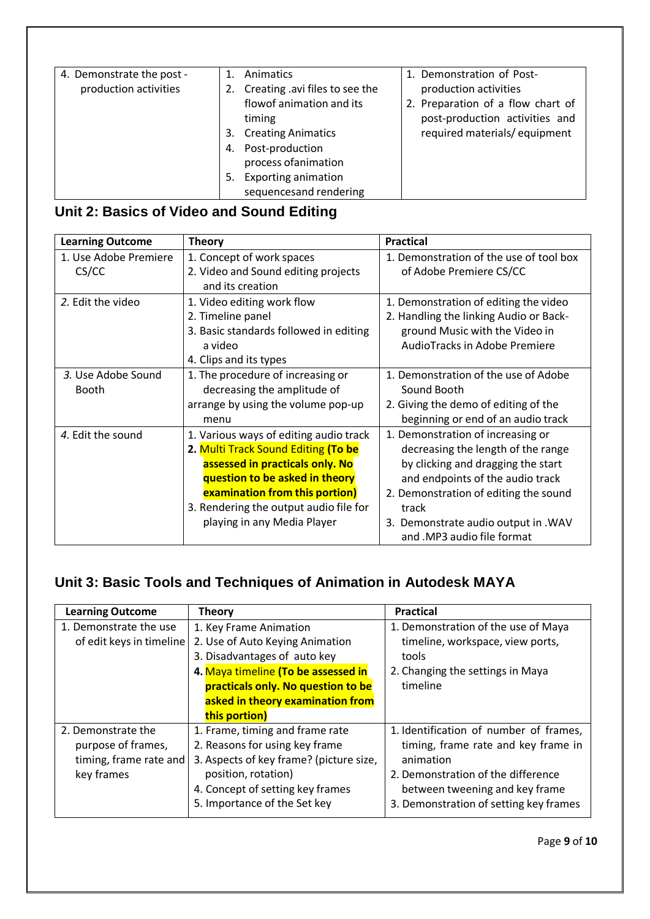| | | |
|---|---|---|
| 4. Demonstrate the post - production activities | 1. Animatics<br>2. Creating .avi files to see the flowof animation and its timing<br>3. Creating Animatics<br>4. Post-production process ofanimation<br>5. Exporting animation sequencesand rendering | 1. Demonstration of Post-production activities<br>2. Preparation of a flow chart of post-production activities and required materials/ equipment |

## Unit 2: Basics of Video and Sound Editing

| Learning Outcome | Theory | Practical |
|---|---|---|
| 1. Use Adobe Premiere CS/CC | 1. Concept of work spaces<br>2. Video and Sound editing projects and its creation | 1. Demonstration of the use of tool box of Adobe Premiere CS/CC |
| *2.* Edit the video | 1. Video editing work flow<br>2. Timeline panel<br>3. Basic standards followed in editing a video<br>4. Clips and its types | 1. Demonstration of editing the video<br>2. Handling the linking Audio or Back-ground Music with the Video in AudioTracks in Adobe Premiere |
| *3.* Use Adobe Sound Booth | 1. The procedure of increasing or decreasing the amplitude of arrange by using the volume pop-up menu | 1. Demonstration of the use of Adobe Sound Booth<br>2. Giving the demo of editing of the beginning or end of an audio track |
| *4.* Edit the sound | 1. Various ways of editing audio track<br>**2.** Multi Track Sound Editing **(To be assessed in practicals only. No question to be asked in theory examination from this portion)**<br>3. Rendering the output audio file for playing in any Media Player | 1. Demonstration of increasing or decreasing the length of the range by clicking and dragging the start and endpoints of the audio track<br>2. Demonstration of editing the sound track<br>3. Demonstrate audio output in .WAV and .MP3 audio file format |

## Unit 3: Basic Tools and Techniques of Animation in Autodesk MAYA

| Learning Outcome | Theory | Practical |
|---|---|---|
| 1. Demonstrate the use of edit keys in timeline | 1. Key Frame Animation<br>2. Use of Auto Keying Animation<br>3. Disadvantages of auto key<br>**4.** Maya timeline **(To be assessed in practicals only. No question to be asked in theory examination from this portion)** | 1. Demonstration of the use of Maya timeline, workspace, view ports, tools<br>2. Changing the settings in Maya timeline |
| 2. Demonstrate the purpose of frames, timing, frame rate and key frames | 1. Frame, timing and frame rate<br>2. Reasons for using key frame<br>3. Aspects of key frame? (picture size, position, rotation)<br>4. Concept of setting key frames<br>5. Importance of the Set key | 1. Identification of number of frames, timing, frame rate and key frame in animation<br>2. Demonstration of the difference between tweening and key frame<br>3. Demonstration of setting key frames |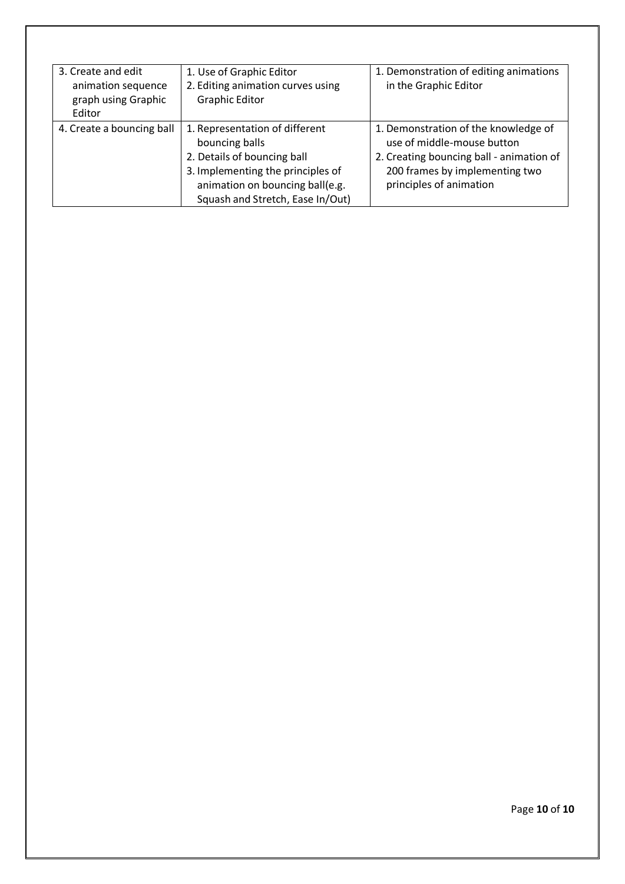| | | |
|---|---|---|
| 3. Create and edit animation sequence graph using Graphic Editor | 1. Use of Graphic Editor<br>2. Editing animation curves using Graphic Editor | 1. Demonstration of editing animations in the Graphic Editor |
| 4. Create a bouncing ball | 1. Representation of different bouncing balls<br>2. Details of bouncing ball<br>3. Implementing the principles of animation on bouncing ball(e.g. Squash and Stretch, Ease In/Out) | 1. Demonstration of the knowledge of use of middle-mouse button<br>2. Creating bouncing ball - animation of 200 frames by implementing two principles of animation |